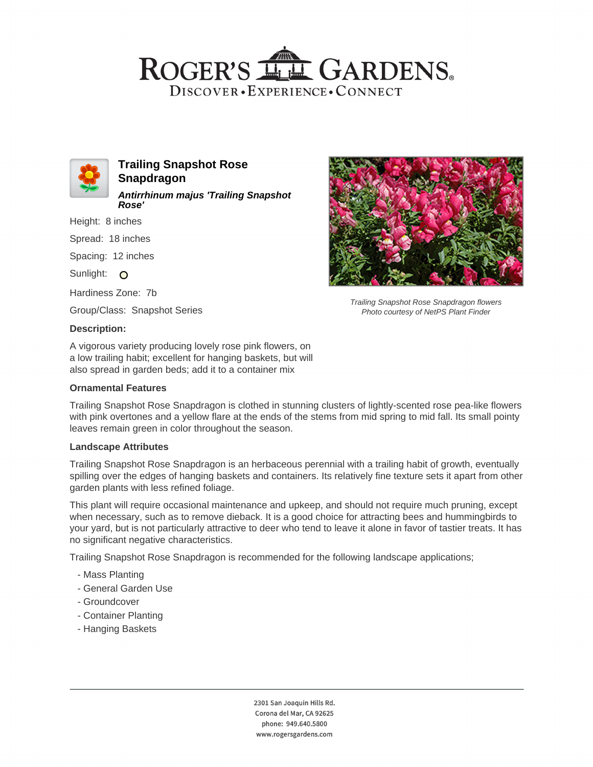# ROGER'S GARDENS

DISCOVER • EXPERIENCE • CONNECT

## Trailing Snapshot Rose Snapdragon

***Antirrhinum majus 'Trailing Snapshot Rose'***

Height: 8 inches

Spread: 18 inches

Spacing: 12 inches

Sunlight: O

Hardiness Zone: 7b

Group/Class: Snapshot Series

*Trailing Snapshot Rose Snapdragon flowers*
*Photo courtesy of NetPS Plant Finder*

### Description:

A vigorous variety producing lovely rose pink flowers, on a low trailing habit; excellent for hanging baskets, but will also spread in garden beds; add it to a container mix

### Ornamental Features

Trailing Snapshot Rose Snapdragon is clothed in stunning clusters of lightly-scented rose pea-like flowers with pink overtones and a yellow flare at the ends of the stems from mid spring to mid fall. Its small pointy leaves remain green in color throughout the season.

### Landscape Attributes

Trailing Snapshot Rose Snapdragon is an herbaceous perennial with a trailing habit of growth, eventually spilling over the edges of hanging baskets and containers. Its relatively fine texture sets it apart from other garden plants with less refined foliage.

This plant will require occasional maintenance and upkeep, and should not require much pruning, except when necessary, such as to remove dieback. It is a good choice for attracting bees and hummingbirds to your yard, but is not particularly attractive to deer who tend to leave it alone in favor of tastier treats. It has no significant negative characteristics.

Trailing Snapshot Rose Snapdragon is recommended for the following landscape applications;

- Mass Planting
- General Garden Use
- Groundcover
- Container Planting
- Hanging Baskets

2301 San Joaquin Hills Rd.
Corona del Mar, CA 92625
phone: 949.640.5800
www.rogersgardens.com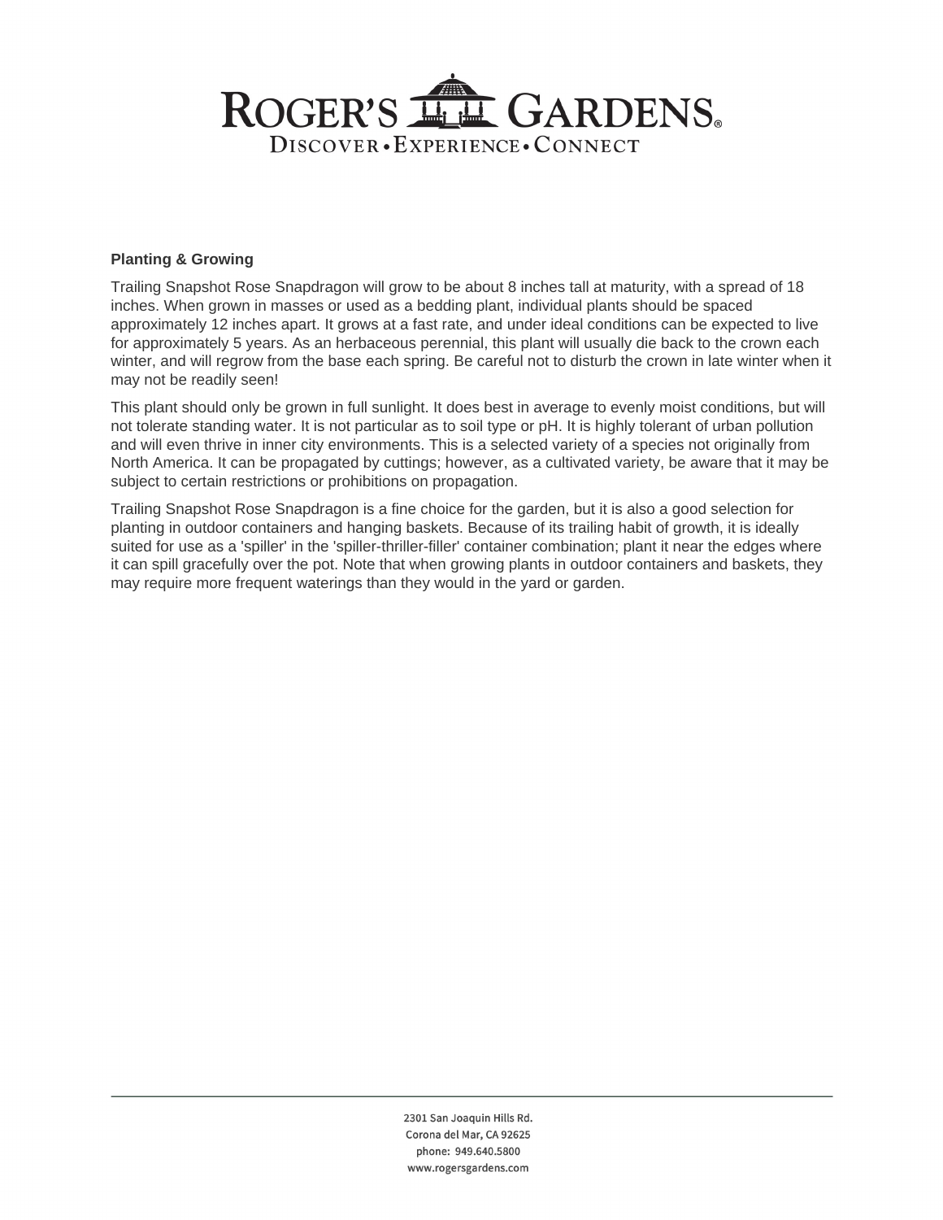**Planting & Growing**

Trailing Snapshot Rose Snapdragon will grow to be about 8 inches tall at maturity, with a spread of 18 inches. When grown in masses or used as a bedding plant, individual plants should be spaced approximately 12 inches apart. It grows at a fast rate, and under ideal conditions can be expected to live for approximately 5 years. As an herbaceous perennial, this plant will usually die back to the crown each winter, and will regrow from the base each spring. Be careful not to disturb the crown in late winter when it may not be readily seen!

This plant should only be grown in full sunlight. It does best in average to evenly moist conditions, but will not tolerate standing water. It is not particular as to soil type or pH. It is highly tolerant of urban pollution and will even thrive in inner city environments. This is a selected variety of a species not originally from North America. It can be propagated by cuttings; however, as a cultivated variety, be aware that it may be subject to certain restrictions or prohibitions on propagation.

Trailing Snapshot Rose Snapdragon is a fine choice for the garden, but it is also a good selection for planting in outdoor containers and hanging baskets. Because of its trailing habit of growth, it is ideally suited for use as a 'spiller' in the 'spiller-thriller-filler' container combination; plant it near the edges where it can spill gracefully over the pot. Note that when growing plants in outdoor containers and baskets, they may require more frequent waterings than they would in the yard or garden.